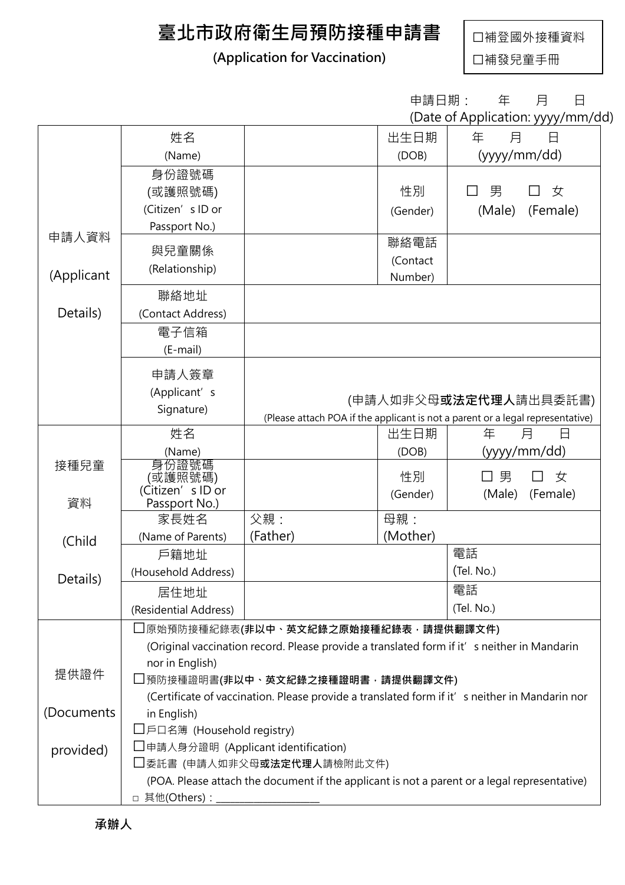# 臺北市政府衛生局預防接種申請書

**(Application for Vaccination)**

☐補登國外接種資料

☐補發兒童手冊

申請日期： 年 月 日
(Date of Application: yyyy/mm/dd)

| | | | | |
|---|---|---|---|---|
| 申請人資料 (Applicant Details) | 姓名 (Name) | | 出生日期 (DOB) | 年 月 日 (yyyy/mm/dd) |
| | 身份證號碼 (或護照號碼) (Citizen's ID or Passport No.) | | 性別 (Gender) | ☐ 男 ☐ 女 (Male) (Female) |
| | 與兒童關係 (Relationship) | | 聯絡電話 (Contact Number) | |
| | 聯絡地址 (Contact Address) | | | |
| | 電子信箱 (E-mail) | | | |
| | 申請人簽章 (Applicant's Signature) | (申請人如非父母**或法定代理人**請出具委託書) (Please attach POA if the applicant is not a parent or a legal representative) | | |
| 接種兒童資料 (Child Details) | 姓名 (Name) | | 出生日期 (DOB) | 年 月 日 (yyyy/mm/dd) |
| | 身份證號碼 (或護照號碼) (Citizen's ID or Passport No.) | | 性別 (Gender) | ☐ 男 ☐ 女 (Male) (Female) |
| | 家長姓名 (Name of Parents) | 父親： (Father) | 母親： (Mother) | |
| | 戶籍地址 (Household Address) | | | 電話 (Tel. No.) |
| | 居住地址 (Residential Address) | | | 電話 (Tel. No.) |
| 提供證件 (Documents provided) | ☐原始預防接種紀錄表**(非以中、英文紀錄之原始接種紀錄表，請提供翻譯文件)** (Original vaccination record. Please provide a translated form if it's neither in Mandarin nor in English)<br>☐預防接種證明書**(非以中、英文紀錄之接種證明書，請提供翻譯文件)** (Certificate of vaccination. Please provide a translated form if it's neither in Mandarin nor in English)<br>☐戶口名簿 (Household registry)<br>☐申請人身分證明 (Applicant identification)<br>☐委託書 (申請人如非父母**或法定代理人**請檢附此文件) (POA. Please attach the document if the applicant is not a parent or a legal representative)<br>□ 其他(Others)：\_\_\_\_\_\_\_\_\_\_\_\_\_\_\_\_\_\_\_\_ | | | |

**承辦人**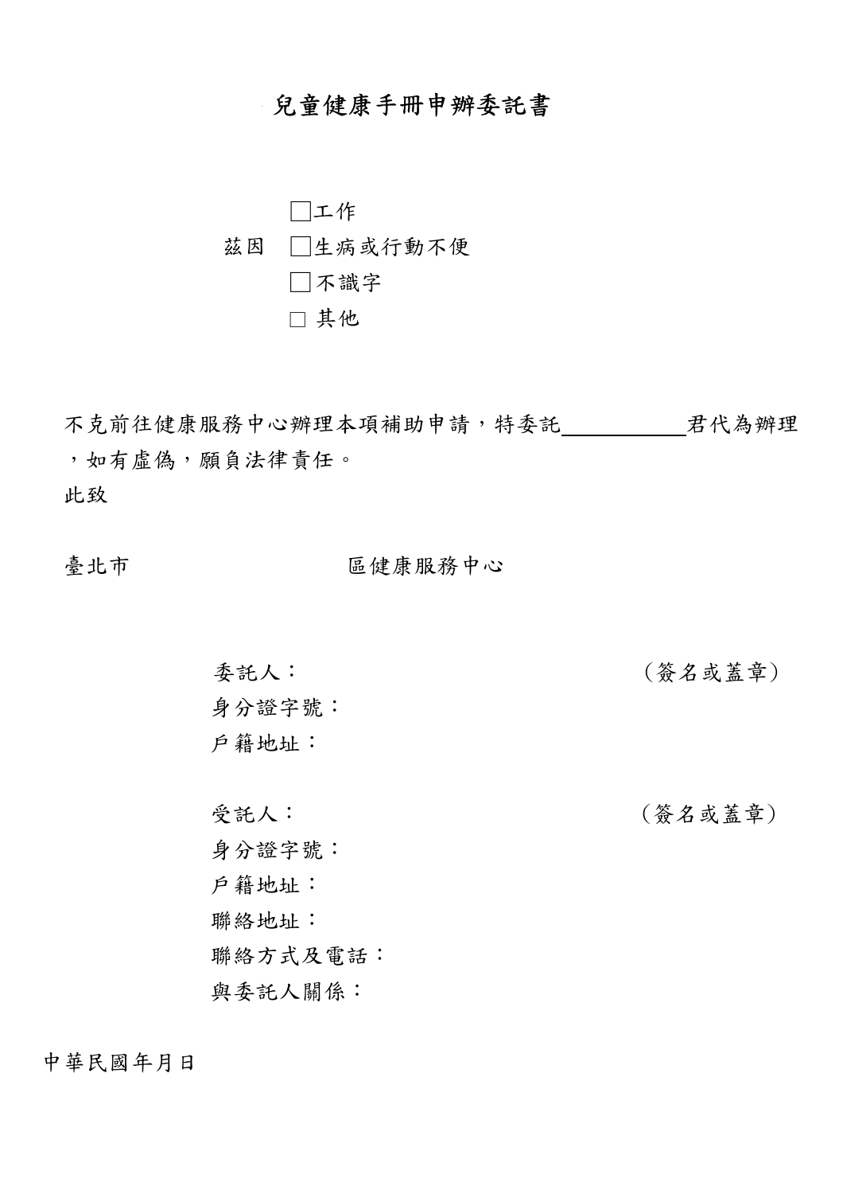# 兒童健康手冊申辦委託書

茲因
- ☐工作
- ☐生病或行動不便
- ☐不識字
- ☐ 其他

不克前往健康服務中心辦理本項補助申請，特委託＿＿＿＿＿＿君代為辦理，如有虛偽，願負法律責任。

此致

臺北市　　　　　　　　　　區健康服務中心

委託人：　　　　　　　　　　　　　　（簽名或蓋章）

身分證字號：

戶籍地址：

受託人：　　　　　　　　　　　　　　（簽名或蓋章）

身分證字號：

戶籍地址：

聯絡地址：

聯絡方式及電話：

與委託人關係：

中華民國年月日